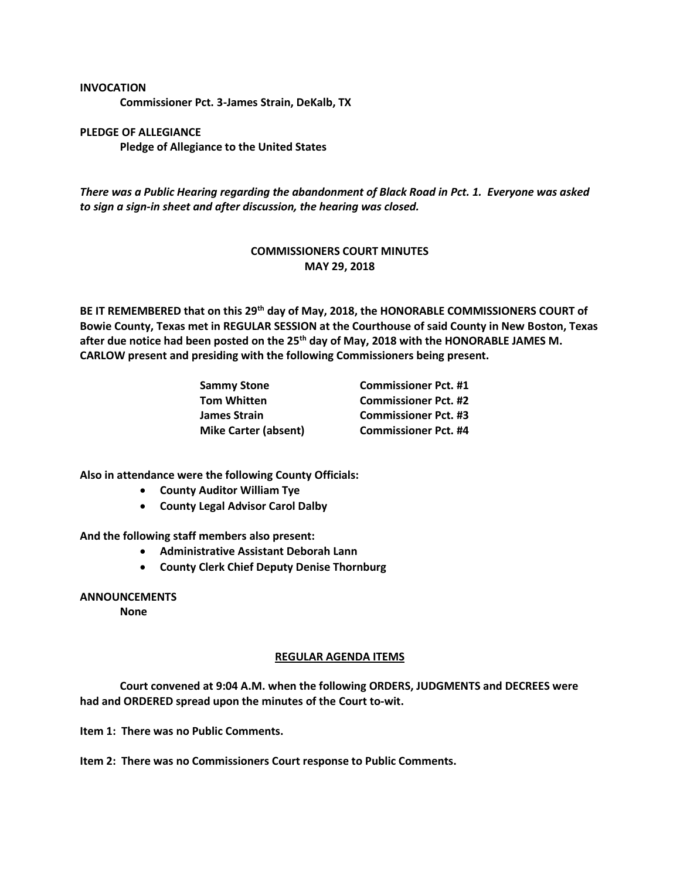**INVOCATION**

**Commissioner Pct. 3-James Strain, DeKalb, TX**

**PLEDGE OF ALLEGIANCE**

**Pledge of Allegiance to the United States**

***There was a Public Hearing regarding the abandonment of Black Road in Pct. 1. Everyone was asked to sign a sign-in sheet and after discussion, the hearing was closed.***

## COMMISSIONERS COURT MINUTES
## MAY 29, 2018

**BE IT REMEMBERED that on this 29th day of May, 2018, the HONORABLE COMMISSIONERS COURT of Bowie County, Texas met in REGULAR SESSION at the Courthouse of said County in New Boston, Texas after due notice had been posted on the 25th day of May, 2018 with the HONORABLE JAMES M. CARLOW present and presiding with the following Commissioners being present.**

| | |
|---|---|
| **Sammy Stone** | **Commissioner Pct. #1** |
| **Tom Whitten** | **Commissioner Pct. #2** |
| **James Strain** | **Commissioner Pct. #3** |
| **Mike Carter (absent)** | **Commissioner Pct. #4** |

**Also in attendance were the following County Officials:**

- **County Auditor William Tye**
- **County Legal Advisor Carol Dalby**

**And the following staff members also present:**

- **Administrative Assistant Deborah Lann**
- **County Clerk Chief Deputy Denise Thornburg**

**ANNOUNCEMENTS**

**None**

### REGULAR AGENDA ITEMS

**Court convened at 9:04 A.M. when the following ORDERS, JUDGMENTS and DECREES were had and ORDERED spread upon the minutes of the Court to-wit.**

**Item 1: There was no Public Comments.**

**Item 2: There was no Commissioners Court response to Public Comments.**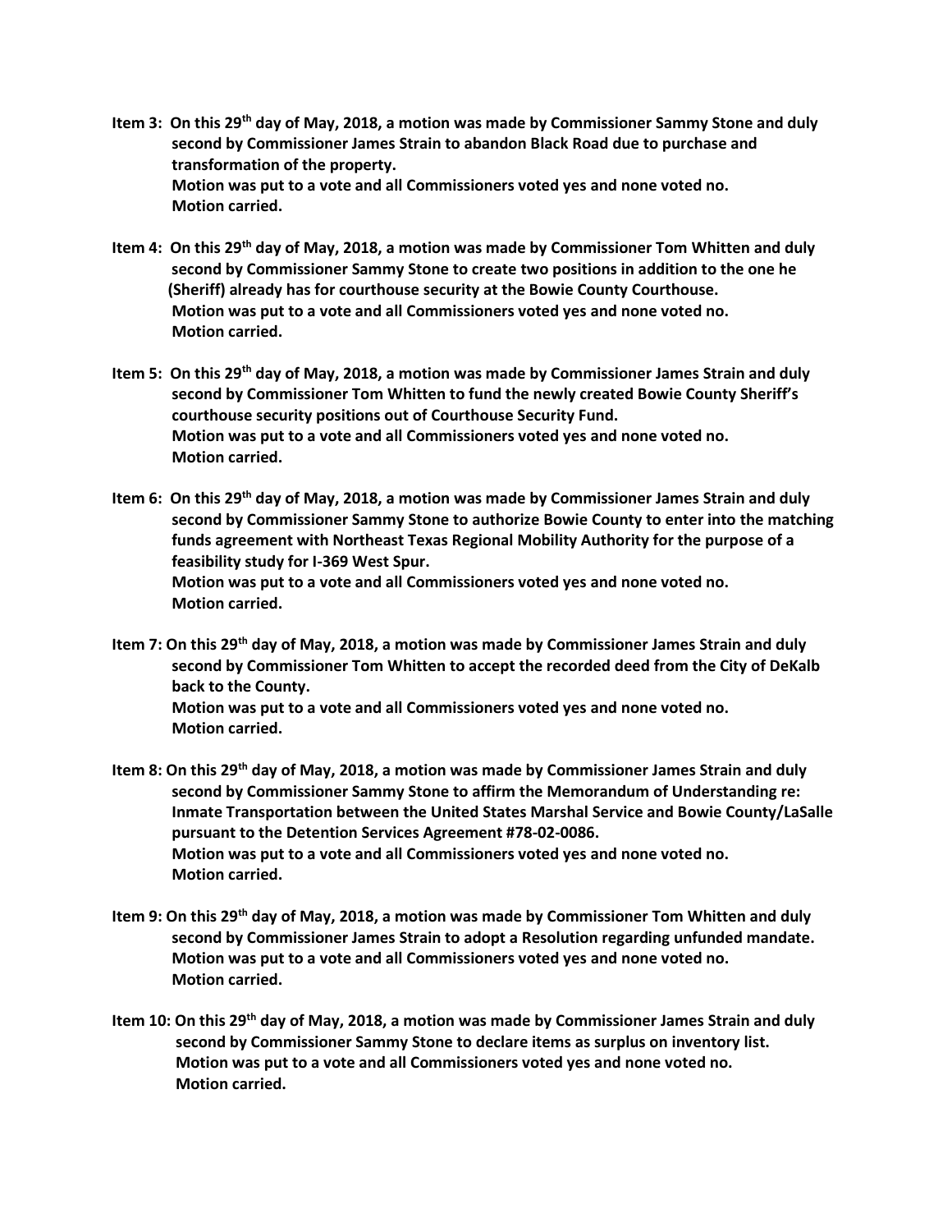**Item 3: On this 29th day of May, 2018, a motion was made by Commissioner Sammy Stone and duly second by Commissioner James Strain to abandon Black Road due to purchase and transformation of the property.**
**Motion was put to a vote and all Commissioners voted yes and none voted no.**
**Motion carried.**

**Item 4: On this 29th day of May, 2018, a motion was made by Commissioner Tom Whitten and duly second by Commissioner Sammy Stone to create two positions in addition to the one he (Sheriff) already has for courthouse security at the Bowie County Courthouse.**
**Motion was put to a vote and all Commissioners voted yes and none voted no.**
**Motion carried.**

**Item 5: On this 29th day of May, 2018, a motion was made by Commissioner James Strain and duly second by Commissioner Tom Whitten to fund the newly created Bowie County Sheriff's courthouse security positions out of Courthouse Security Fund.**
**Motion was put to a vote and all Commissioners voted yes and none voted no.**
**Motion carried.**

**Item 6: On this 29th day of May, 2018, a motion was made by Commissioner James Strain and duly second by Commissioner Sammy Stone to authorize Bowie County to enter into the matching funds agreement with Northeast Texas Regional Mobility Authority for the purpose of a feasibility study for I-369 West Spur.**
**Motion was put to a vote and all Commissioners voted yes and none voted no.**
**Motion carried.**

**Item 7: On this 29th day of May, 2018, a motion was made by Commissioner James Strain and duly second by Commissioner Tom Whitten to accept the recorded deed from the City of DeKalb back to the County.**
**Motion was put to a vote and all Commissioners voted yes and none voted no.**
**Motion carried.**

**Item 8: On this 29th day of May, 2018, a motion was made by Commissioner James Strain and duly second by Commissioner Sammy Stone to affirm the Memorandum of Understanding re: Inmate Transportation between the United States Marshal Service and Bowie County/LaSalle pursuant to the Detention Services Agreement #78-02-0086.**
**Motion was put to a vote and all Commissioners voted yes and none voted no.**
**Motion carried.**

**Item 9: On this 29th day of May, 2018, a motion was made by Commissioner Tom Whitten and duly second by Commissioner James Strain to adopt a Resolution regarding unfunded mandate.**
**Motion was put to a vote and all Commissioners voted yes and none voted no.**
**Motion carried.**

**Item 10: On this 29th day of May, 2018, a motion was made by Commissioner James Strain and duly second by Commissioner Sammy Stone to declare items as surplus on inventory list.**
**Motion was put to a vote and all Commissioners voted yes and none voted no.**
**Motion carried.**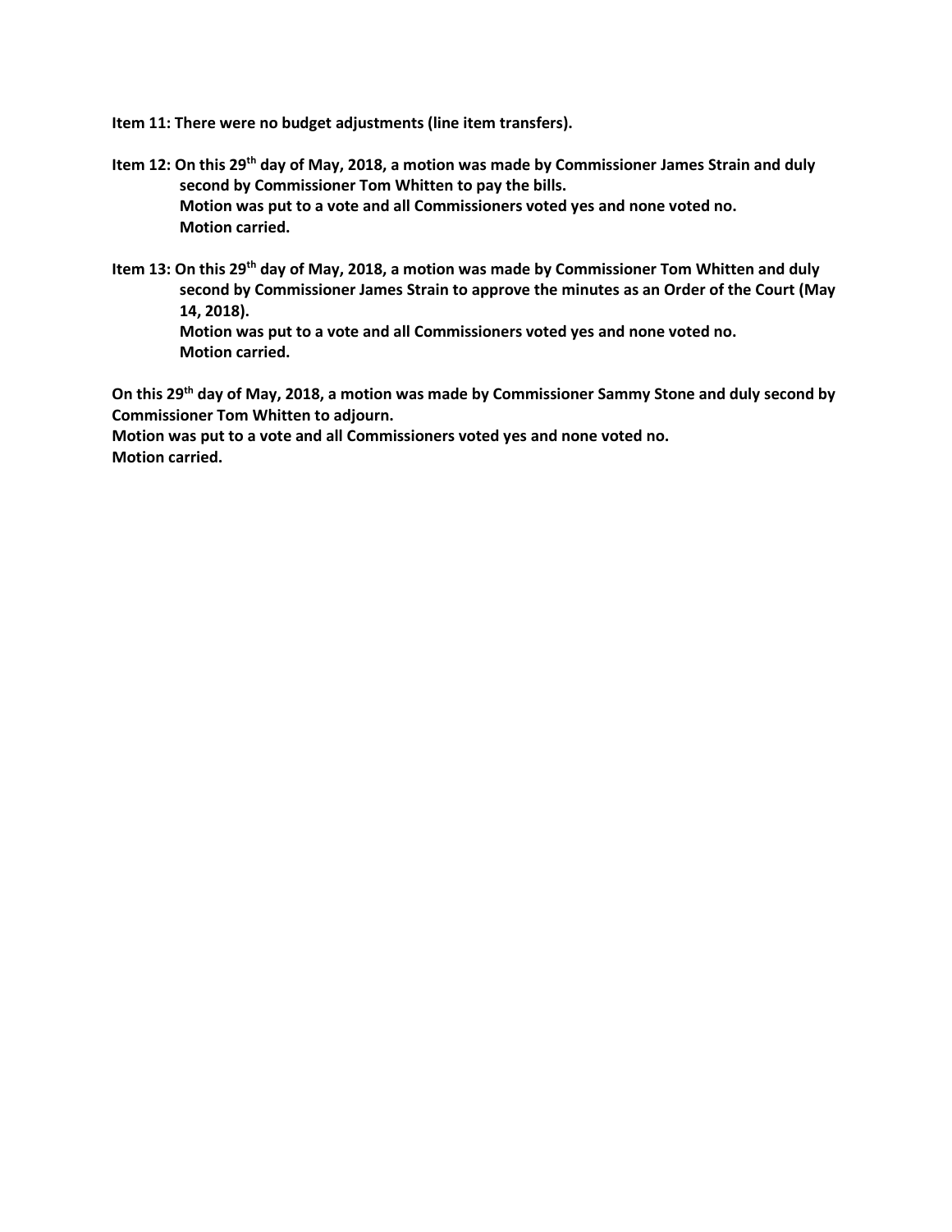**Item 11: There were no budget adjustments (line item transfers).**

**Item 12: On this 29th day of May, 2018, a motion was made by Commissioner James Strain and duly second by Commissioner Tom Whitten to pay the bills.**
**Motion was put to a vote and all Commissioners voted yes and none voted no.**
**Motion carried.**

**Item 13: On this 29th day of May, 2018, a motion was made by Commissioner Tom Whitten and duly second by Commissioner James Strain to approve the minutes as an Order of the Court (May 14, 2018).**
**Motion was put to a vote and all Commissioners voted yes and none voted no.**
**Motion carried.**

**On this 29th day of May, 2018, a motion was made by Commissioner Sammy Stone and duly second by Commissioner Tom Whitten to adjourn.**
**Motion was put to a vote and all Commissioners voted yes and none voted no.**
**Motion carried.**